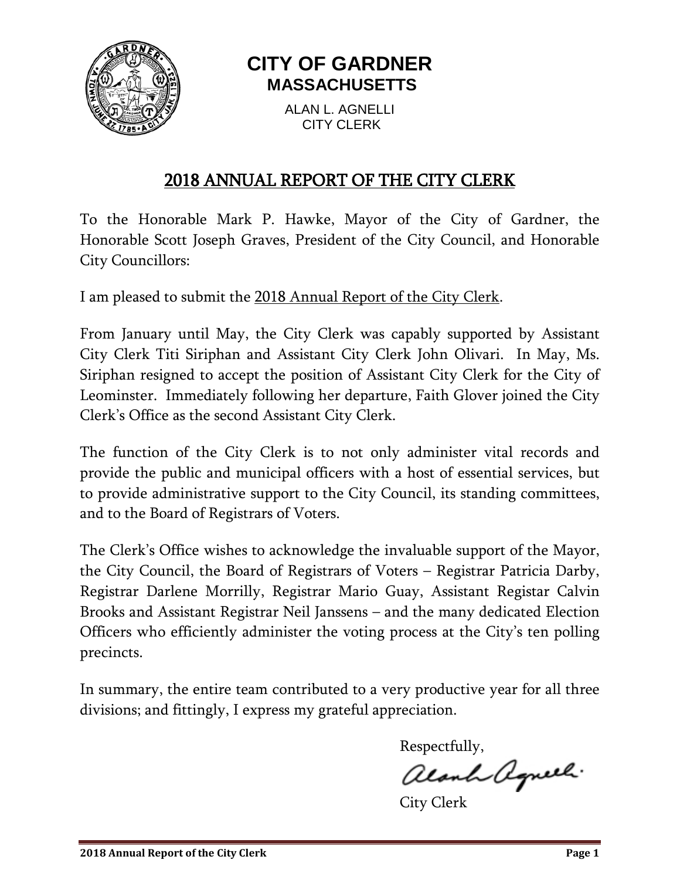# CITY OF GARDNER
## MASSACHUSETTS

ALAN L. AGNELLI
CITY CLERK

## 2018 ANNUAL REPORT OF THE CITY CLERK

To the Honorable Mark P. Hawke, Mayor of the City of Gardner, the Honorable Scott Joseph Graves, President of the City Council, and Honorable City Councillors:

I am pleased to submit the 2018 Annual Report of the City Clerk.

From January until May, the City Clerk was capably supported by Assistant City Clerk Titi Siriphan and Assistant City Clerk John Olivari. In May, Ms. Siriphan resigned to accept the position of Assistant City Clerk for the City of Leominster. Immediately following her departure, Faith Glover joined the City Clerk's Office as the second Assistant City Clerk.

The function of the City Clerk is to not only administer vital records and provide the public and municipal officers with a host of essential services, but to provide administrative support to the City Council, its standing committees, and to the Board of Registrars of Voters.

The Clerk's Office wishes to acknowledge the invaluable support of the Mayor, the City Council, the Board of Registrars of Voters – Registrar Patricia Darby, Registrar Darlene Morrilly, Registrar Mario Guay, Assistant Registar Calvin Brooks and Assistant Registrar Neil Janssens – and the many dedicated Election Officers who efficiently administer the voting process at the City's ten polling precincts.

In summary, the entire team contributed to a very productive year for all three divisions; and fittingly, I express my grateful appreciation.

Respectfully,

Alan L. Agnelli

City Clerk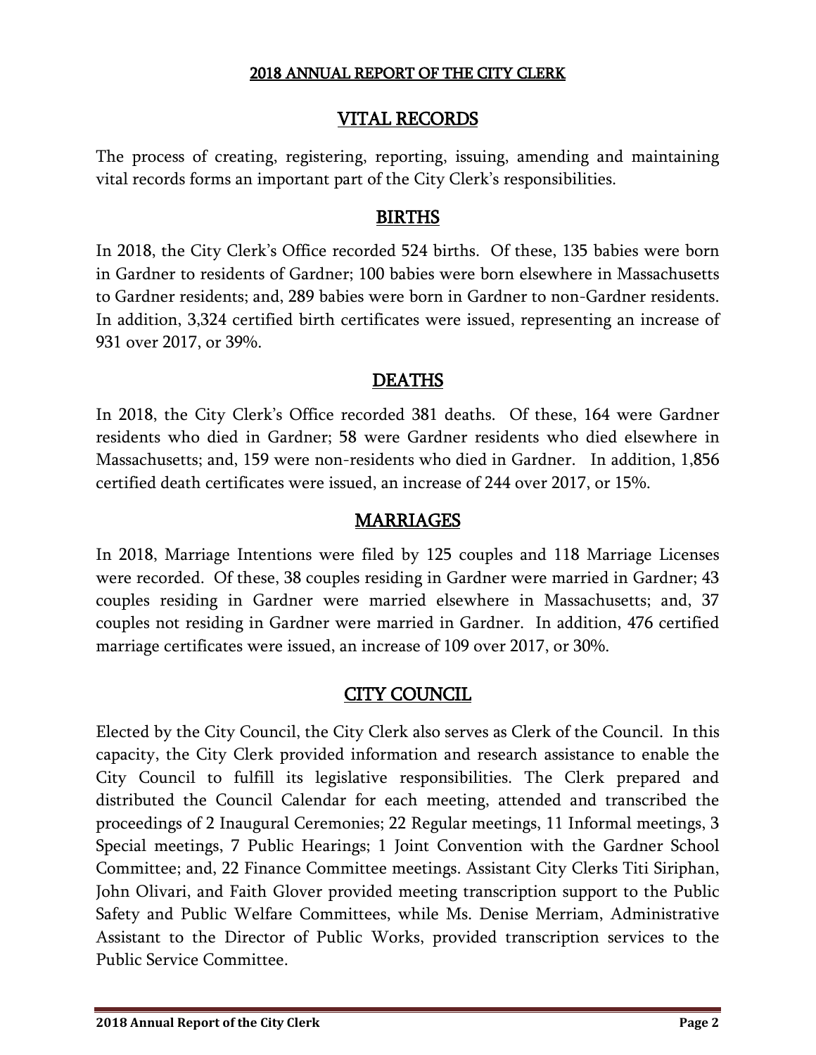## 2018 ANNUAL REPORT OF THE CITY CLERK

## VITAL RECORDS

The process of creating, registering, reporting, issuing, amending and maintaining vital records forms an important part of the City Clerk's responsibilities.

## BIRTHS

In 2018, the City Clerk's Office recorded 524 births. Of these, 135 babies were born in Gardner to residents of Gardner; 100 babies were born elsewhere in Massachusetts to Gardner residents; and, 289 babies were born in Gardner to non-Gardner residents. In addition, 3,324 certified birth certificates were issued, representing an increase of 931 over 2017, or 39%.

## DEATHS

In 2018, the City Clerk's Office recorded 381 deaths. Of these, 164 were Gardner residents who died in Gardner; 58 were Gardner residents who died elsewhere in Massachusetts; and, 159 were non-residents who died in Gardner. In addition, 1,856 certified death certificates were issued, an increase of 244 over 2017, or 15%.

## MARRIAGES

In 2018, Marriage Intentions were filed by 125 couples and 118 Marriage Licenses were recorded. Of these, 38 couples residing in Gardner were married in Gardner; 43 couples residing in Gardner were married elsewhere in Massachusetts; and, 37 couples not residing in Gardner were married in Gardner. In addition, 476 certified marriage certificates were issued, an increase of 109 over 2017, or 30%.

## CITY COUNCIL

Elected by the City Council, the City Clerk also serves as Clerk of the Council. In this capacity, the City Clerk provided information and research assistance to enable the City Council to fulfill its legislative responsibilities. The Clerk prepared and distributed the Council Calendar for each meeting, attended and transcribed the proceedings of 2 Inaugural Ceremonies; 22 Regular meetings, 11 Informal meetings, 3 Special meetings, 7 Public Hearings; 1 Joint Convention with the Gardner School Committee; and, 22 Finance Committee meetings. Assistant City Clerks Titi Siriphan, John Olivari, and Faith Glover provided meeting transcription support to the Public Safety and Public Welfare Committees, while Ms. Denise Merriam, Administrative Assistant to the Director of Public Works, provided transcription services to the Public Service Committee.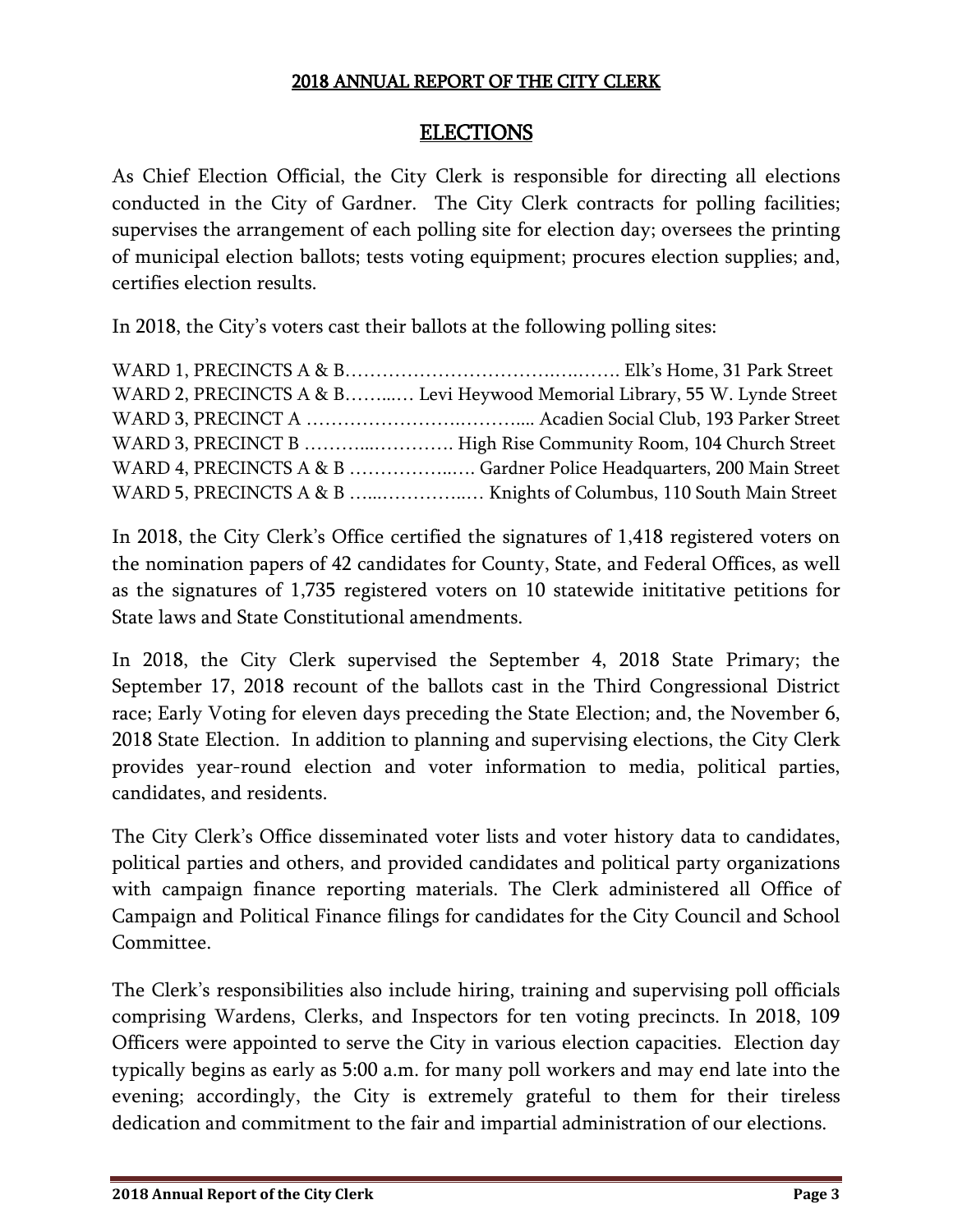## 2018 ANNUAL REPORT OF THE CITY CLERK

# ELECTIONS

As Chief Election Official, the City Clerk is responsible for directing all elections conducted in the City of Gardner. The City Clerk contracts for polling facilities; supervises the arrangement of each polling site for election day; oversees the printing of municipal election ballots; tests voting equipment; procures election supplies; and, certifies election results.

In 2018, the City's voters cast their ballots at the following polling sites:

WARD 1, PRECINCTS A & B……………………………..….……. Elk's Home, 31 Park Street
WARD 2, PRECINCTS A & B……...… Levi Heywood Memorial Library, 55 W. Lynde Street
WARD 3, PRECINCT A ……………………….……..... Acadien Social Club, 193 Parker Street
WARD 3, PRECINCT B ………...…………. High Rise Community Room, 104 Church Street
WARD 4, PRECINCTS A & B ……………..…. Gardner Police Headquarters, 200 Main Street
WARD 5, PRECINCTS A & B …...…………..… Knights of Columbus, 110 South Main Street

In 2018, the City Clerk's Office certified the signatures of 1,418 registered voters on the nomination papers of 42 candidates for County, State, and Federal Offices, as well as the signatures of 1,735 registered voters on 10 statewide inititative petitions for State laws and State Constitutional amendments.

In 2018, the City Clerk supervised the September 4, 2018 State Primary; the September 17, 2018 recount of the ballots cast in the Third Congressional District race; Early Voting for eleven days preceding the State Election; and, the November 6, 2018 State Election. In addition to planning and supervising elections, the City Clerk provides year-round election and voter information to media, political parties, candidates, and residents.

The City Clerk's Office disseminated voter lists and voter history data to candidates, political parties and others, and provided candidates and political party organizations with campaign finance reporting materials. The Clerk administered all Office of Campaign and Political Finance filings for candidates for the City Council and School Committee.

The Clerk's responsibilities also include hiring, training and supervising poll officials comprising Wardens, Clerks, and Inspectors for ten voting precincts. In 2018, 109 Officers were appointed to serve the City in various election capacities. Election day typically begins as early as 5:00 a.m. for many poll workers and may end late into the evening; accordingly, the City is extremely grateful to them for their tireless dedication and commitment to the fair and impartial administration of our elections.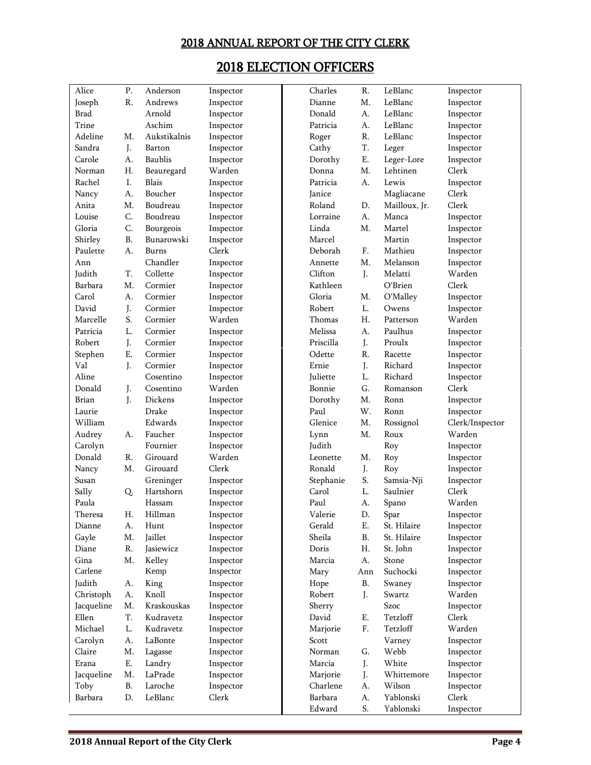## 2018 ANNUAL REPORT OF THE CITY CLERK

# 2018 ELECTION OFFICERS

| First | MI | Last | Position |
|---|---|---|---|
| Alice | P. | Anderson | Inspector |
| Joseph | R. | Andrews | Inspector |
| Brad | | Arnold | Inspector |
| Trine | | Aschim | Inspector |
| Adeline | M. | Aukstikalnis | Inspector |
| Sandra | J. | Barton | Inspector |
| Carole | A. | Baublis | Inspector |
| Norman | H. | Beauregard | Warden |
| Rachel | I. | Blais | Inspector |
| Nancy | A. | Boucher | Inspector |
| Anita | M. | Boudreau | Inspector |
| Louise | C. | Boudreau | Inspector |
| Gloria | C. | Bourgeois | Inspector |
| Shirley | B. | Bunarowski | Inspector |
| Paulette | A. | Burns | Clerk |
| Ann | | Chandler | Inspector |
| Judith | T. | Collette | Inspector |
| Barbara | M. | Cormier | Inspector |
| Carol | A. | Cormier | Inspector |
| David | J. | Cormier | Inspector |
| Marcelle | S. | Cormier | Warden |
| Patricia | L. | Cormier | Inspector |
| Robert | J. | Cormier | Inspector |
| Stephen | E. | Cormier | Inspector |
| Val | J. | Cormier | Inspector |
| Aline | | Cosentino | Inspector |
| Donald | J. | Cosentino | Warden |
| Brian | J. | Dickens | Inspector |
| Laurie | | Drake | Inspector |
| William | | Edwards | Inspector |
| Audrey | A. | Faucher | Inspector |
| Carolyn | | Fournier | Inspector |
| Donald | R. | Girouard | Warden |
| Nancy | M. | Girouard | Clerk |
| Susan | | Greninger | Inspector |
| Sally | Q. | Hartshorn | Inspector |
| Paula | | Hassam | Inspector |
| Theresa | H. | Hillman | Inspector |
| Dianne | A. | Hunt | Inspector |
| Gayle | M. | Jaillet | Inspector |
| Diane | R. | Jasiewicz | Inspector |
| Gina | M. | Kelley | Inspector |
| Carlene | | Kemp | Inspector |
| Judith | A. | King | Inspector |
| Christoph | A. | Knoll | Inspector |
| Jacqueline | M. | Kraskouskas | Inspector |
| Ellen | T. | Kudravetz | Inspector |
| Michael | L. | Kudravetz | Inspector |
| Carolyn | A. | LaBonte | Inspector |
| Claire | M. | Lagasse | Inspector |
| Erana | E. | Landry | Inspector |
| Jacqueline | M. | LaPrade | Inspector |
| Toby | B. | Laroche | Inspector |
| Barbara | D. | LeBlanc | Clerk |
| Charles | R. | LeBlanc | Inspector |
| Dianne | M. | LeBlanc | Inspector |
| Donald | A. | LeBlanc | Inspector |
| Patricia | A. | LeBlanc | Inspector |
| Roger | R. | LeBlanc | Inspector |
| Cathy | T. | Leger | Inspector |
| Dorothy | E. | Leger-Lore | Inspector |
| Donna | M. | Lehtinen | Clerk |
| Patricia | A. | Lewis | Inspector |
| Janice | | Magliacane | Clerk |
| Roland | D. | Mailloux, Jr. | Clerk |
| Lorraine | A. | Manca | Inspector |
| Linda | M. | Martel | Inspector |
| Marcel | | Martin | Inspector |
| Deborah | F. | Mathieu | Inspector |
| Annette | M. | Melanson | Inspector |
| Clifton | J. | Melatti | Warden |
| Kathleen | | O'Brien | Clerk |
| Gloria | M. | O'Malley | Inspector |
| Robert | L. | Owens | Inspector |
| Thomas | H. | Patterson | Warden |
| Melissa | A. | Paulhus | Inspector |
| Priscilla | J. | Proulx | Inspector |
| Odette | R. | Racette | Inspector |
| Ernie | J. | Richard | Inspector |
| Juliette | L. | Richard | Inspector |
| Bonnie | G. | Romanson | Clerk |
| Dorothy | M. | Ronn | Inspector |
| Paul | W. | Ronn | Inspector |
| Glenice | M. | Rossignol | Clerk/Inspector |
| Lynn | M. | Roux | Warden |
| Judith | | Roy | Inspector |
| Leonette | M. | Roy | Inspector |
| Ronald | J. | Roy | Inspector |
| Stephanie | S. | Samsia-Nji | Inspector |
| Carol | L. | Saulnier | Clerk |
| Paul | A. | Spano | Warden |
| Valerie | D. | Spar | Inspector |
| Gerald | E. | St. Hilaire | Inspector |
| Sheila | B. | St. Hilaire | Inspector |
| Doris | H. | St. John | Inspector |
| Marcia | A. | Stone | Inspector |
| Mary | Ann | Suchocki | Inspector |
| Hope | B. | Swaney | Inspector |
| Robert | J. | Swartz | Warden |
| Sherry | | Szoc | Inspector |
| David | E. | Tetzloff | Clerk |
| Marjorie | F. | Tetzloff | Warden |
| Scott | | Varney | Inspector |
| Norman | G. | Webb | Inspector |
| Marcia | J. | White | Inspector |
| Marjorie | J. | Whittemore | Inspector |
| Charlene | A. | Wilson | Inspector |
| Barbara | A. | Yablonski | Clerk |
| Edward | S. | Yablonski | Inspector |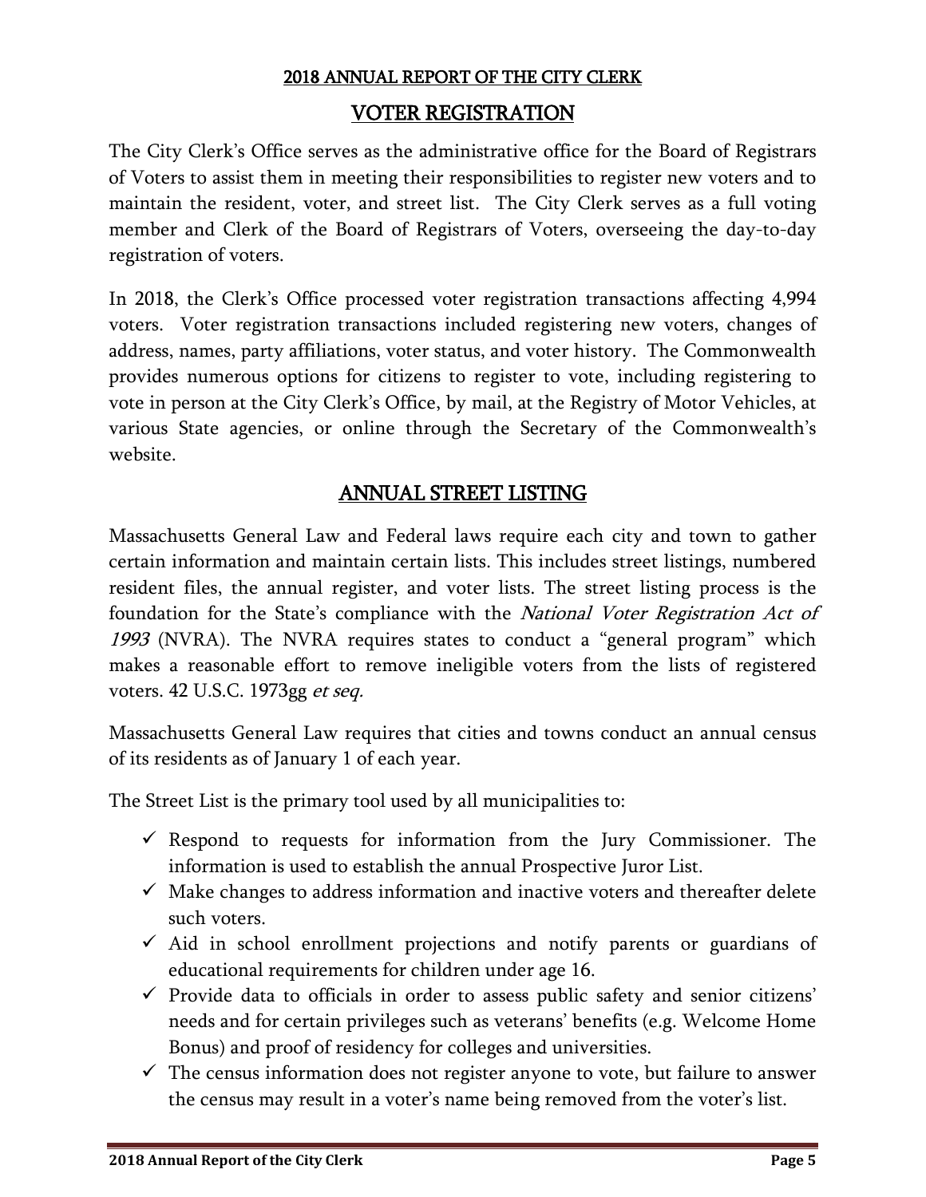## 2018 ANNUAL REPORT OF THE CITY CLERK

## VOTER REGISTRATION

The City Clerk's Office serves as the administrative office for the Board of Registrars of Voters to assist them in meeting their responsibilities to register new voters and to maintain the resident, voter, and street list. The City Clerk serves as a full voting member and Clerk of the Board of Registrars of Voters, overseeing the day-to-day registration of voters.

In 2018, the Clerk's Office processed voter registration transactions affecting 4,994 voters. Voter registration transactions included registering new voters, changes of address, names, party affiliations, voter status, and voter history. The Commonwealth provides numerous options for citizens to register to vote, including registering to vote in person at the City Clerk's Office, by mail, at the Registry of Motor Vehicles, at various State agencies, or online through the Secretary of the Commonwealth's website.

## ANNUAL STREET LISTING

Massachusetts General Law and Federal laws require each city and town to gather certain information and maintain certain lists. This includes street listings, numbered resident files, the annual register, and voter lists. The street listing process is the foundation for the State's compliance with the *National Voter Registration Act of 1993* (NVRA). The NVRA requires states to conduct a "general program" which makes a reasonable effort to remove ineligible voters from the lists of registered voters. 42 U.S.C. 1973gg *et seq.*

Massachusetts General Law requires that cities and towns conduct an annual census of its residents as of January 1 of each year.

The Street List is the primary tool used by all municipalities to:

- ✓ Respond to requests for information from the Jury Commissioner. The information is used to establish the annual Prospective Juror List.
- ✓ Make changes to address information and inactive voters and thereafter delete such voters.
- ✓ Aid in school enrollment projections and notify parents or guardians of educational requirements for children under age 16.
- ✓ Provide data to officials in order to assess public safety and senior citizens' needs and for certain privileges such as veterans' benefits (e.g. Welcome Home Bonus) and proof of residency for colleges and universities.
- ✓ The census information does not register anyone to vote, but failure to answer the census may result in a voter's name being removed from the voter's list.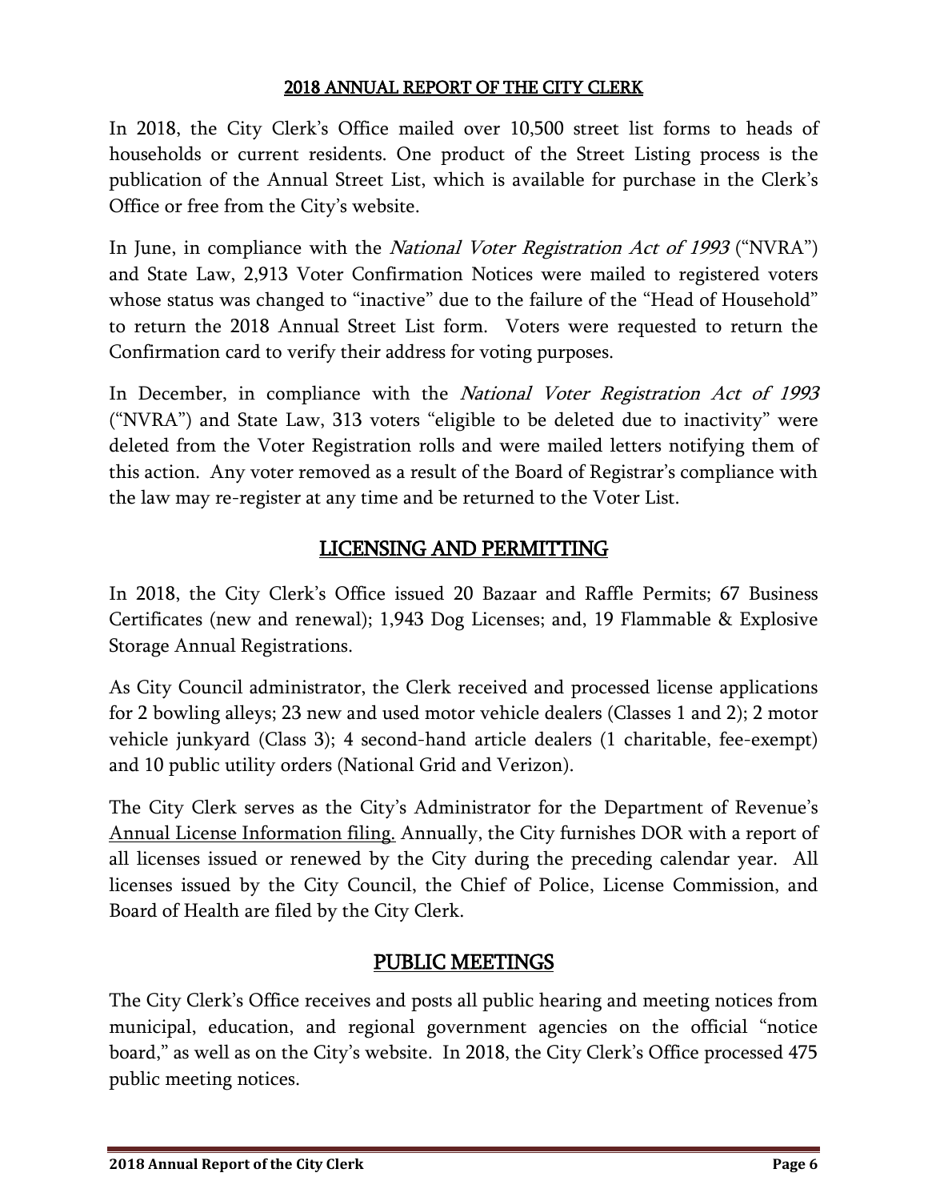## 2018 ANNUAL REPORT OF THE CITY CLERK

In 2018, the City Clerk's Office mailed over 10,500 street list forms to heads of households or current residents. One product of the Street Listing process is the publication of the Annual Street List, which is available for purchase in the Clerk's Office or free from the City's website.

In June, in compliance with the *National Voter Registration Act of 1993* ("NVRA") and State Law, 2,913 Voter Confirmation Notices were mailed to registered voters whose status was changed to "inactive" due to the failure of the "Head of Household" to return the 2018 Annual Street List form. Voters were requested to return the Confirmation card to verify their address for voting purposes.

In December, in compliance with the *National Voter Registration Act of 1993* ("NVRA") and State Law, 313 voters "eligible to be deleted due to inactivity" were deleted from the Voter Registration rolls and were mailed letters notifying them of this action. Any voter removed as a result of the Board of Registrar's compliance with the law may re-register at any time and be returned to the Voter List.

## LICENSING AND PERMITTING

In 2018, the City Clerk's Office issued 20 Bazaar and Raffle Permits; 67 Business Certificates (new and renewal); 1,943 Dog Licenses; and, 19 Flammable & Explosive Storage Annual Registrations.

As City Council administrator, the Clerk received and processed license applications for 2 bowling alleys; 23 new and used motor vehicle dealers (Classes 1 and 2); 2 motor vehicle junkyard (Class 3); 4 second-hand article dealers (1 charitable, fee-exempt) and 10 public utility orders (National Grid and Verizon).

The City Clerk serves as the City's Administrator for the Department of Revenue's Annual License Information filing. Annually, the City furnishes DOR with a report of all licenses issued or renewed by the City during the preceding calendar year. All licenses issued by the City Council, the Chief of Police, License Commission, and Board of Health are filed by the City Clerk.

## PUBLIC MEETINGS

The City Clerk's Office receives and posts all public hearing and meeting notices from municipal, education, and regional government agencies on the official "notice board," as well as on the City's website. In 2018, the City Clerk's Office processed 475 public meeting notices.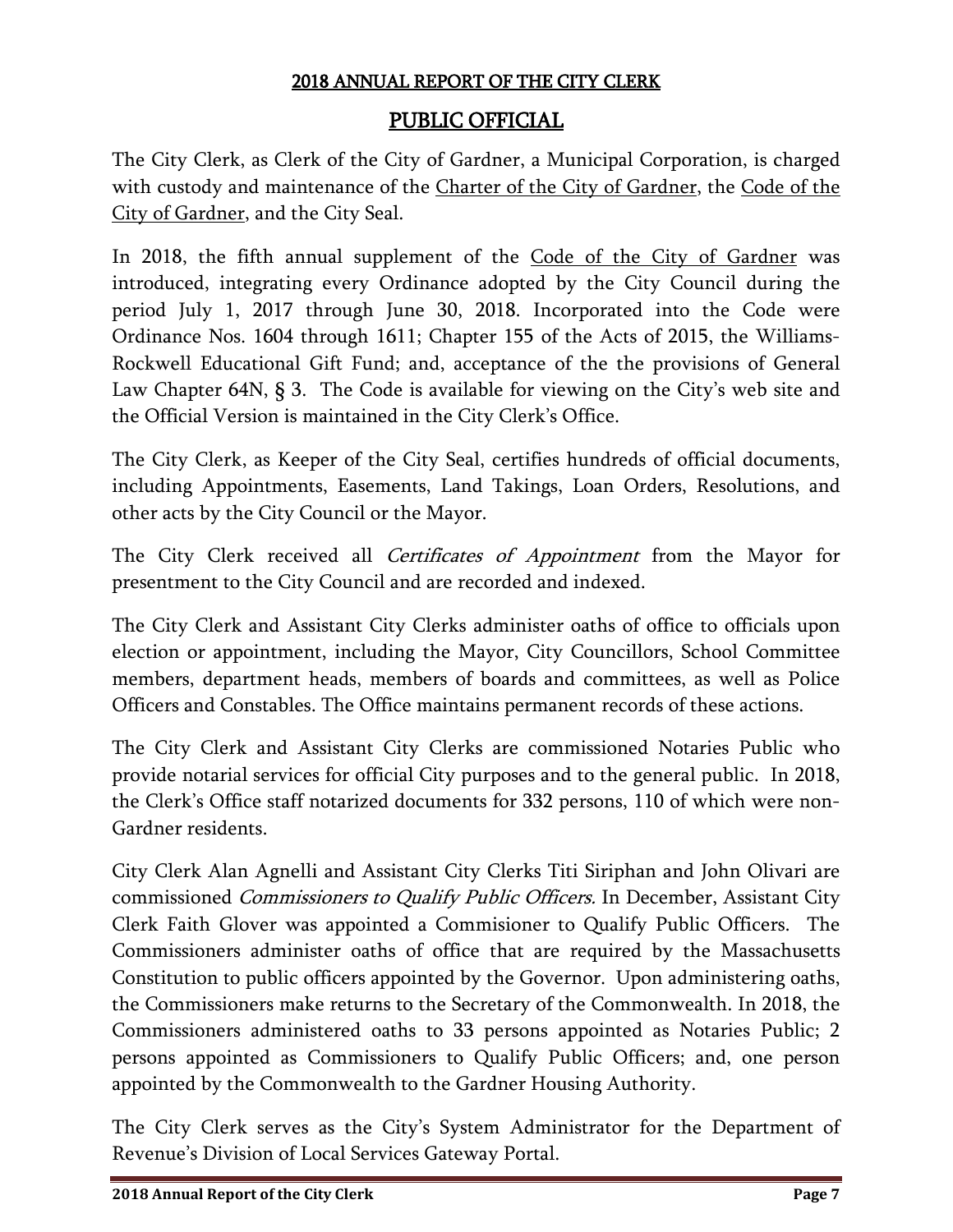## PUBLIC OFFICIAL

The City Clerk, as Clerk of the City of Gardner, a Municipal Corporation, is charged with custody and maintenance of the Charter of the City of Gardner, the Code of the City of Gardner, and the City Seal.

In 2018, the fifth annual supplement of the Code of the City of Gardner was introduced, integrating every Ordinance adopted by the City Council during the period July 1, 2017 through June 30, 2018. Incorporated into the Code were Ordinance Nos. 1604 through 1611; Chapter 155 of the Acts of 2015, the Williams-Rockwell Educational Gift Fund; and, acceptance of the the provisions of General Law Chapter 64N, § 3. The Code is available for viewing on the City's web site and the Official Version is maintained in the City Clerk's Office.

The City Clerk, as Keeper of the City Seal, certifies hundreds of official documents, including Appointments, Easements, Land Takings, Loan Orders, Resolutions, and other acts by the City Council or the Mayor.

The City Clerk received all *Certificates of Appointment* from the Mayor for presentment to the City Council and are recorded and indexed.

The City Clerk and Assistant City Clerks administer oaths of office to officials upon election or appointment, including the Mayor, City Councillors, School Committee members, department heads, members of boards and committees, as well as Police Officers and Constables. The Office maintains permanent records of these actions.

The City Clerk and Assistant City Clerks are commissioned Notaries Public who provide notarial services for official City purposes and to the general public. In 2018, the Clerk's Office staff notarized documents for 332 persons, 110 of which were non-Gardner residents.

City Clerk Alan Agnelli and Assistant City Clerks Titi Siriphan and John Olivari are commissioned *Commissioners to Qualify Public Officers.* In December, Assistant City Clerk Faith Glover was appointed a Commisioner to Qualify Public Officers. The Commissioners administer oaths of office that are required by the Massachusetts Constitution to public officers appointed by the Governor. Upon administering oaths, the Commissioners make returns to the Secretary of the Commonwealth. In 2018, the Commissioners administered oaths to 33 persons appointed as Notaries Public; 2 persons appointed as Commissioners to Qualify Public Officers; and, one person appointed by the Commonwealth to the Gardner Housing Authority.

The City Clerk serves as the City's System Administrator for the Department of Revenue's Division of Local Services Gateway Portal.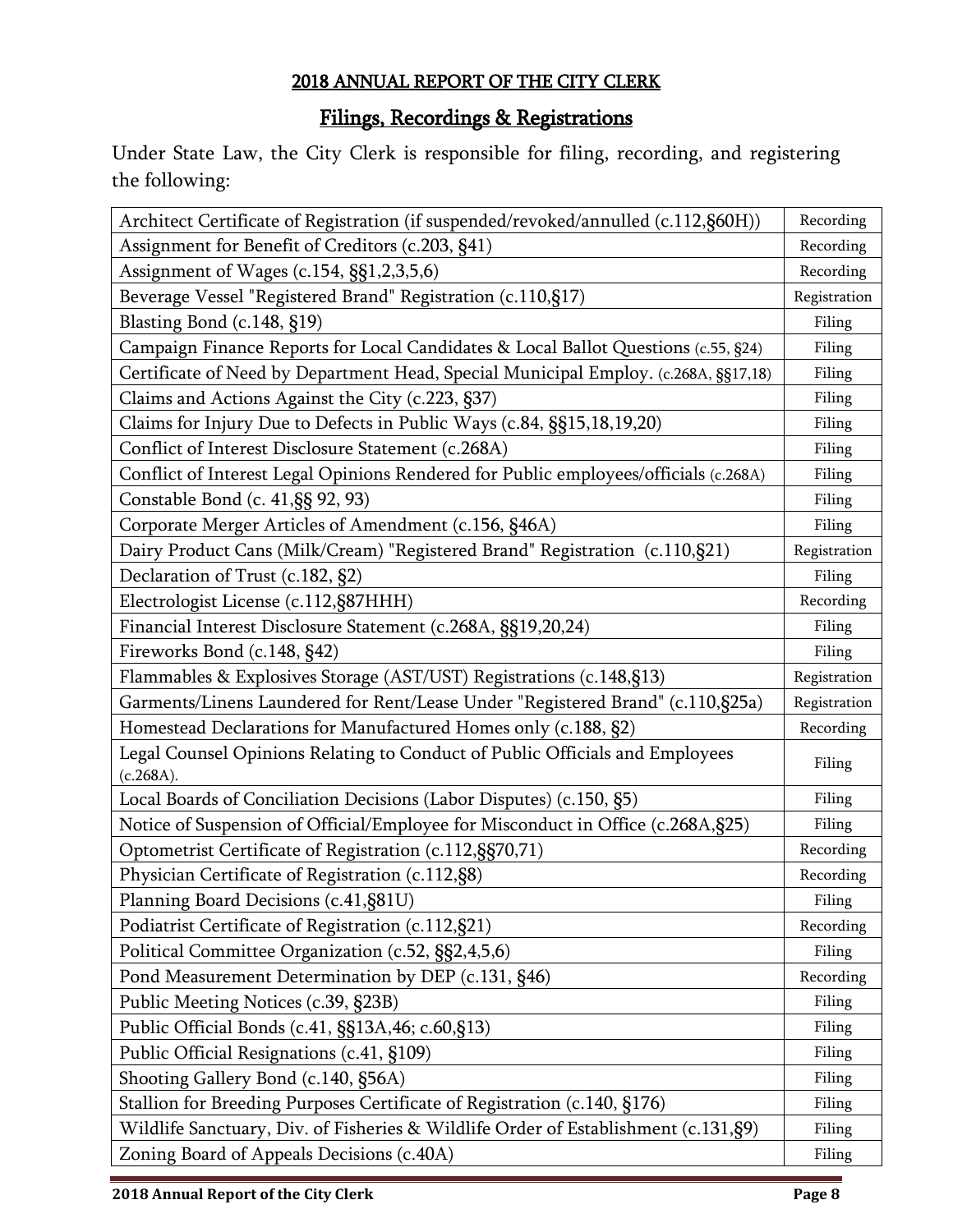## 2018 ANNUAL REPORT OF THE CITY CLERK

## Filings, Recordings & Registrations

Under State Law, the City Clerk is responsible for filing, recording, and registering the following:

| | |
|---|---|
| Architect Certificate of Registration (if suspended/revoked/annulled (c.112,§60H)) | Recording |
| Assignment for Benefit of Creditors (c.203, §41) | Recording |
| Assignment of Wages (c.154, §§1,2,3,5,6) | Recording |
| Beverage Vessel "Registered Brand" Registration (c.110,§17) | Registration |
| Blasting Bond (c.148, §19) | Filing |
| Campaign Finance Reports for Local Candidates & Local Ballot Questions (c.55, §24) | Filing |
| Certificate of Need by Department Head, Special Municipal Employ. (c.268A, §§17,18) | Filing |
| Claims and Actions Against the City (c.223, §37) | Filing |
| Claims for Injury Due to Defects in Public Ways (c.84, §§15,18,19,20) | Filing |
| Conflict of Interest Disclosure Statement (c.268A) | Filing |
| Conflict of Interest Legal Opinions Rendered for Public employees/officials (c.268A) | Filing |
| Constable Bond (c. 41,§§ 92, 93) | Filing |
| Corporate Merger Articles of Amendment (c.156, §46A) | Filing |
| Dairy Product Cans (Milk/Cream) "Registered Brand" Registration (c.110,§21) | Registration |
| Declaration of Trust (c.182, §2) | Filing |
| Electrologist License (c.112,§87HHH) | Recording |
| Financial Interest Disclosure Statement (c.268A, §§19,20,24) | Filing |
| Fireworks Bond (c.148, §42) | Filing |
| Flammables & Explosives Storage (AST/UST) Registrations (c.148,§13) | Registration |
| Garments/Linens Laundered for Rent/Lease Under "Registered Brand" (c.110,§25a) | Registration |
| Homestead Declarations for Manufactured Homes only (c.188, §2) | Recording |
| Legal Counsel Opinions Relating to Conduct of Public Officials and Employees (c.268A). | Filing |
| Local Boards of Conciliation Decisions (Labor Disputes) (c.150, §5) | Filing |
| Notice of Suspension of Official/Employee for Misconduct in Office (c.268A,§25) | Filing |
| Optometrist Certificate of Registration (c.112,§§70,71) | Recording |
| Physician Certificate of Registration (c.112,§8) | Recording |
| Planning Board Decisions (c.41,§81U) | Filing |
| Podiatrist Certificate of Registration (c.112,§21) | Recording |
| Political Committee Organization (c.52, §§2,4,5,6) | Filing |
| Pond Measurement Determination by DEP (c.131, §46) | Recording |
| Public Meeting Notices (c.39, §23B) | Filing |
| Public Official Bonds (c.41, §§13A,46; c.60,§13) | Filing |
| Public Official Resignations (c.41, §109) | Filing |
| Shooting Gallery Bond (c.140, §56A) | Filing |
| Stallion for Breeding Purposes Certificate of Registration (c.140, §176) | Filing |
| Wildlife Sanctuary, Div. of Fisheries & Wildlife Order of Establishment (c.131,§9) | Filing |
| Zoning Board of Appeals Decisions (c.40A) | Filing |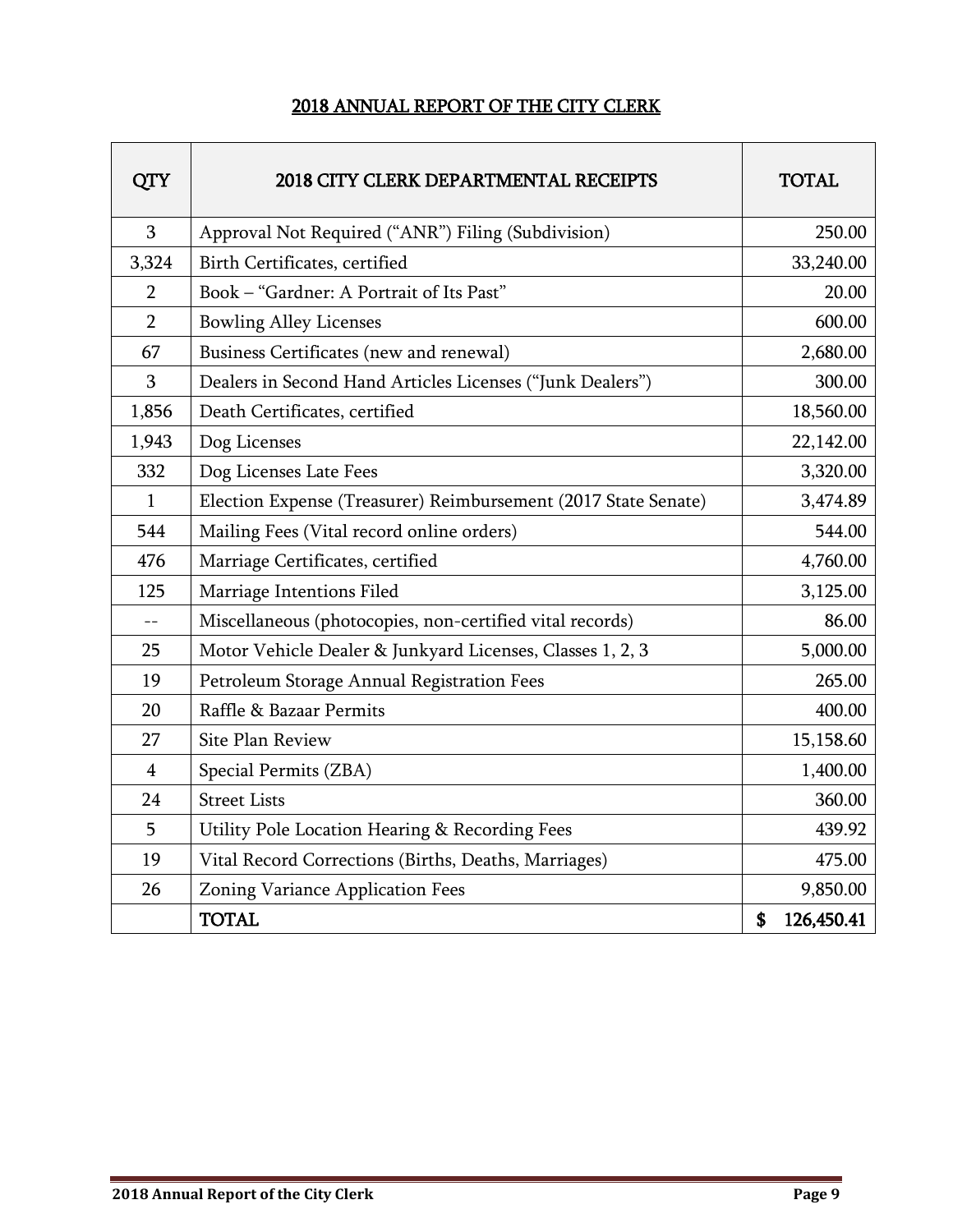# 2018 ANNUAL REPORT OF THE CITY CLERK

| QTY | 2018 CITY CLERK DEPARTMENTAL RECEIPTS | TOTAL |
|---|---|---|
| 3 | Approval Not Required (“ANR”) Filing (Subdivision) | 250.00 |
| 3,324 | Birth Certificates, certified | 33,240.00 |
| 2 | Book – “Gardner: A Portrait of Its Past” | 20.00 |
| 2 | Bowling Alley Licenses | 600.00 |
| 67 | Business Certificates (new and renewal) | 2,680.00 |
| 3 | Dealers in Second Hand Articles Licenses (“Junk Dealers”) | 300.00 |
| 1,856 | Death Certificates, certified | 18,560.00 |
| 1,943 | Dog Licenses | 22,142.00 |
| 332 | Dog Licenses Late Fees | 3,320.00 |
| 1 | Election Expense (Treasurer) Reimbursement (2017 State Senate) | 3,474.89 |
| 544 | Mailing Fees (Vital record online orders) | 544.00 |
| 476 | Marriage Certificates, certified | 4,760.00 |
| 125 | Marriage Intentions Filed | 3,125.00 |
| -- | Miscellaneous (photocopies, non-certified vital records) | 86.00 |
| 25 | Motor Vehicle Dealer & Junkyard Licenses, Classes 1, 2, 3 | 5,000.00 |
| 19 | Petroleum Storage Annual Registration Fees | 265.00 |
| 20 | Raffle & Bazaar Permits | 400.00 |
| 27 | Site Plan Review | 15,158.60 |
| 4 | Special Permits (ZBA) | 1,400.00 |
| 24 | Street Lists | 360.00 |
| 5 | Utility Pole Location Hearing & Recording Fees | 439.92 |
| 19 | Vital Record Corrections (Births, Deaths, Marriages) | 475.00 |
| 26 | Zoning Variance Application Fees | 9,850.00 |
| | **TOTAL** | **$ 126,450.41** |